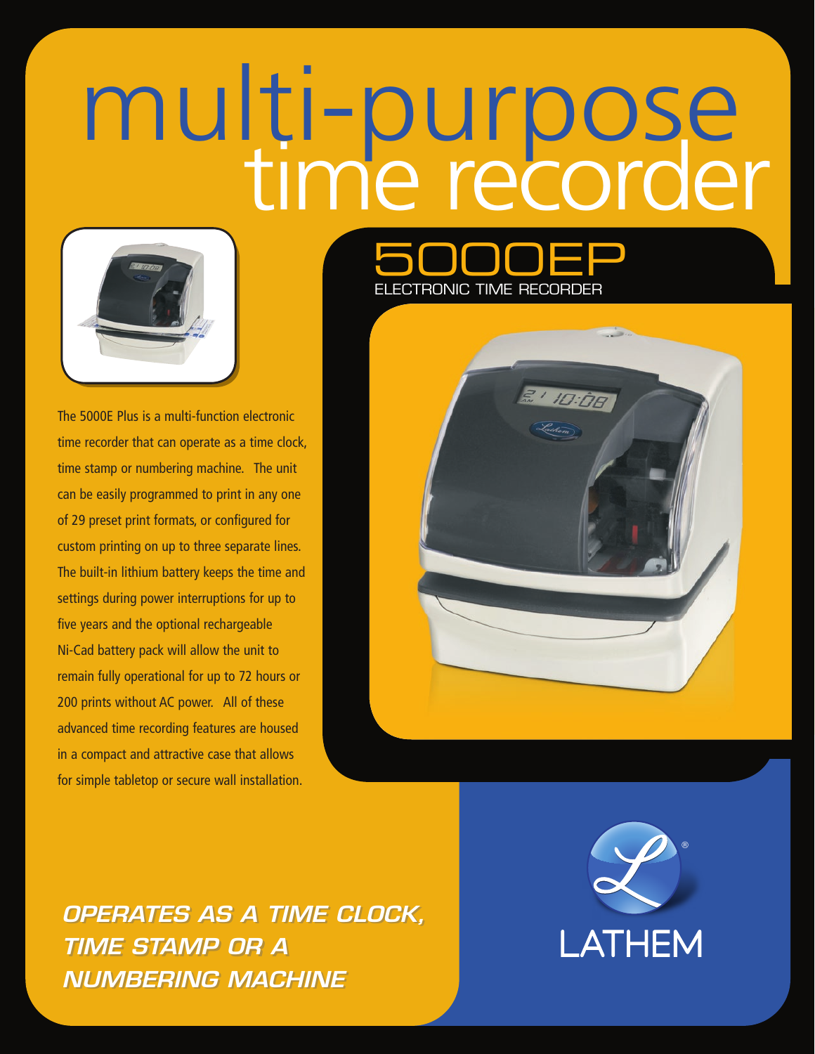# multi-purpose time recorder

## 5000EP

ELECTRONIC TIME RECORDER

The 5000E Plus is a multi-function electronic time recorder that can operate as a time clock, time stamp or numbering machine. The unit can be easily programmed to print in any one of 29 preset print formats, or configured for custom printing on up to three separate lines. The built-in lithium battery keeps the time and settings during power interruptions for up to five years and the optional rechargeable Ni-Cad battery pack will allow the unit to remain fully operational for up to 72 hours or 200 prints without AC power. All of these advanced time recording features are housed in a compact and attractive case that allows for simple tabletop or secure wall installation.

***OPERATES AS A TIME CLOCK, TIME STAMP OR A NUMBERING MACHINE***

LATHEM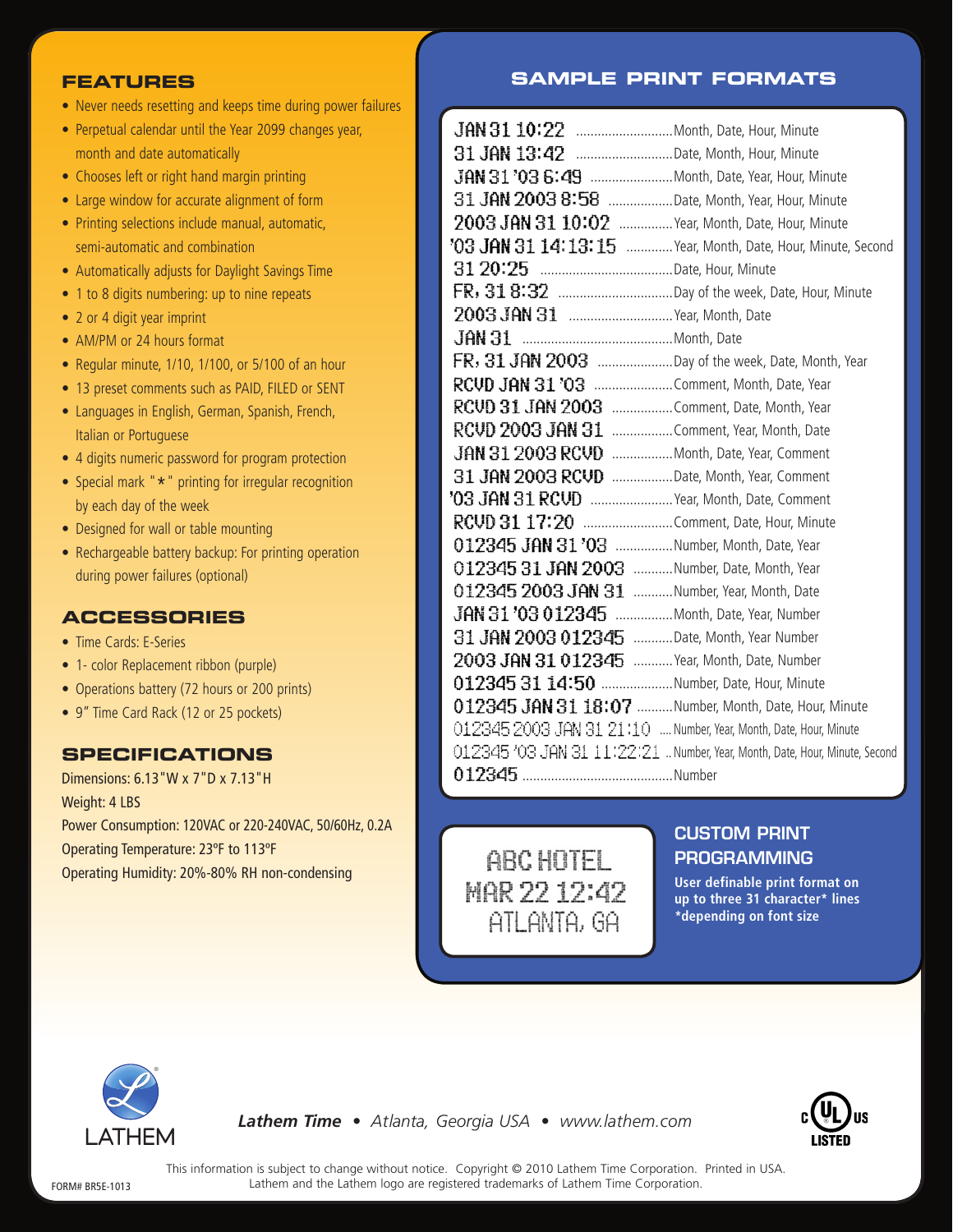## FEATURES

- Never needs resetting and keeps time during power failures
- Perpetual calendar until the Year 2099 changes year, month and date automatically
- Chooses left or right hand margin printing
- Large window for accurate alignment of form
- Printing selections include manual, automatic, semi-automatic and combination
- Automatically adjusts for Daylight Savings Time
- 1 to 8 digits numbering: up to nine repeats
- 2 or 4 digit year imprint
- AM/PM or 24 hours format
- Regular minute, 1/10, 1/100, or 5/100 of an hour
- 13 preset comments such as PAID, FILED or SENT
- Languages in English, German, Spanish, French, Italian or Portuguese
- 4 digits numeric password for program protection
- Special mark "*" printing for irregular recognition by each day of the week
- Designed for wall or table mounting
- Rechargeable battery backup: For printing operation during power failures (optional)

## ACCESSORIES

- Time Cards: E-Series
- 1- color Replacement ribbon (purple)
- Operations battery (72 hours or 200 prints)
- 9" Time Card Rack (12 or 25 pockets)

## SPECIFICATIONS

Dimensions: 6.13"W x 7"D x 7.13"H
Weight: 4 LBS
Power Consumption: 120VAC or 220-240VAC, 50/60Hz, 0.2A
Operating Temperature: 23ºF to 113ºF
Operating Humidity: 20%-80% RH non-condensing

## SAMPLE PRINT FORMATS

| | |
|---|---|
| JAN 31 10:22 | Month, Date, Hour, Minute |
| 31 JAN 13:42 | Date, Month, Hour, Minute |
| JAN 31 '03 6:49 | Month, Date, Year, Hour, Minute |
| 31 JAN 2003 8:58 | Date, Month, Year, Hour, Minute |
| 2003 JAN 31 10:02 | Year, Month, Date, Hour, Minute |
| '03 JAN 31 14:13:15 | Year, Month, Date, Hour, Minute, Second |
| 31 20:25 | Date, Hour, Minute |
| FR, 31 8:32 | Day of the week, Date, Hour, Minute |
| 2003 JAN 31 | Year, Month, Date |
| JAN 31 | Month, Date |
| FR, 31 JAN 2003 | Day of the week, Date, Month, Year |
| RCVD JAN 31 '03 | Comment, Month, Date, Year |
| RCVD 31 JAN 2003 | Comment, Date, Month, Year |
| RCVD 2003 JAN 31 | Comment, Year, Month, Date |
| JAN 31 2003 RCVD | Month, Date, Year, Comment |
| 31 JAN 2003 RCVD | Date, Month, Year, Comment |
| '03 JAN 31 RCVD | Year, Month, Date, Comment |
| RCVD 31 17:20 | Comment, Date, Hour, Minute |
| 012345 JAN 31 '03 | Number, Month, Date, Year |
| 012345 31 JAN 2003 | Number, Date, Month, Year |
| 012345 2003 JAN 31 | Number, Year, Month, Date |
| JAN 31 '03 012345 | Month, Date, Year, Number |
| 31 JAN 2003 012345 | Date, Month, Year Number |
| 2003 JAN 31 012345 | Year, Month, Date, Number |
| 012345 31 14:50 | Number, Date, Hour, Minute |
| 012345 JAN 31 18:07 | Number, Month, Date, Hour, Minute |
| 012345 2003 JAN 31 21:10 | Number, Year, Month, Date, Hour, Minute |
| 012345 '03 JAN 31 11:22:21 | Number, Year, Month, Date, Hour, Minute, Second |
| 012345 | Number |

ABC HOTEL
MAR 22 12:42
ATLANTA, GA

### CUSTOM PRINT PROGRAMMING

**User definable print format on up to three 31 character* lines**
***depending on font size**

LATHEM

***Lathem Time*** *• Atlanta, Georgia USA • www.lathem.com*

C UL US LISTED

This information is subject to change without notice. Copyright © 2010 Lathem Time Corporation. Printed in USA.
Lathem and the Lathem logo are registered trademarks of Lathem Time Corporation.

FORM# BR5E-1013